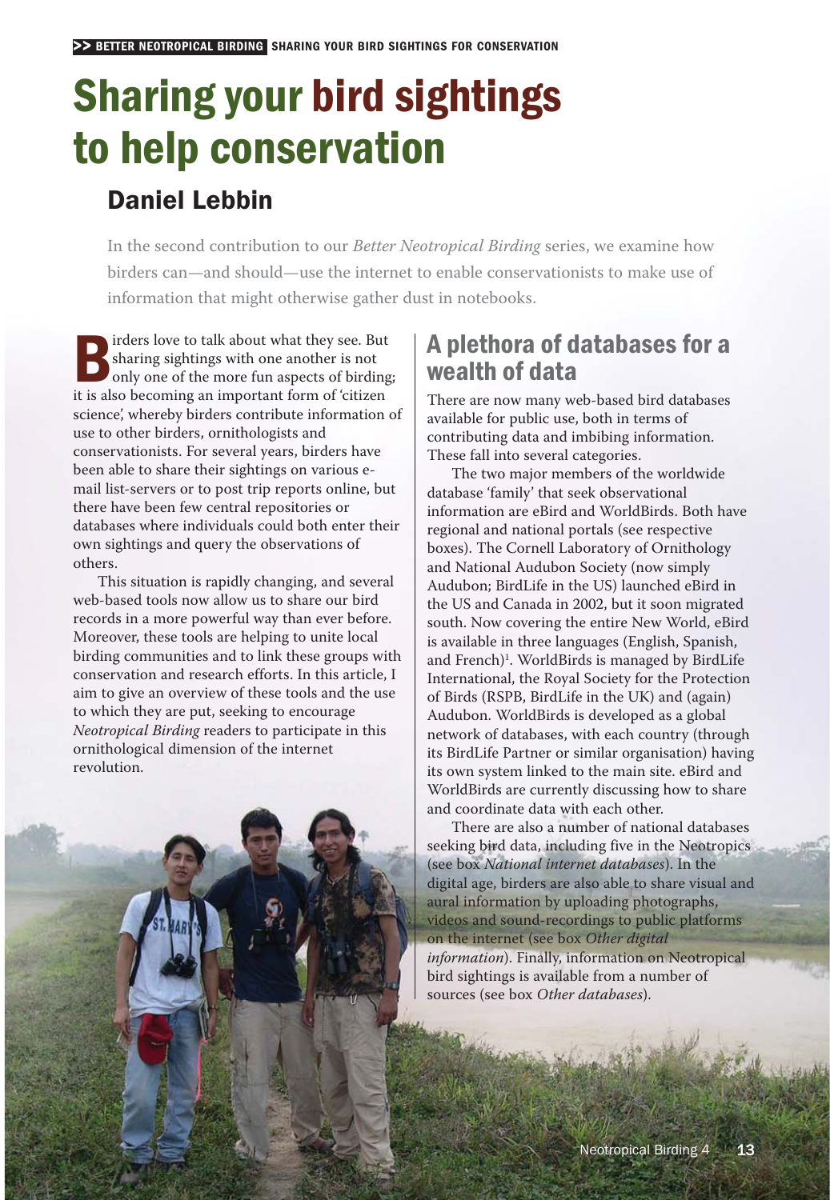# Sharing your bird sightings to help conservation

## Daniel Lebbin

In the second contribution to our *Better Neotropical Birding* series, we examine how birders can—and should—use the internet to enable conservationists to make use of information that might otherwise gather dust in notebooks.

Birders love to talk about what they see. But sharing sightings with one another is not only one of the more fun aspects of birding; it is also becoming an important form of 'citizen science', whereby birders contribute information of use to other birders, ornithologists and conservationists. For several years, birders have been able to share their sightings on various e-mail list-servers or to post trip reports online, but there have been few central repositories or databases where individuals could both enter their own sightings and query the observations of others.

This situation is rapidly changing, and several web-based tools now allow us to share our bird records in a more powerful way than ever before. Moreover, these tools are helping to unite local birding communities and to link these groups with conservation and research efforts. In this article, I aim to give an overview of these tools and the use to which they are put, seeking to encourage *Neotropical Birding* readers to participate in this ornithological dimension of the internet revolution.

## A plethora of databases for a wealth of data

There are now many web-based bird databases available for public use, both in terms of contributing data and imbibing information. These fall into several categories.

The two major members of the worldwide database 'family' that seek observational information are eBird and WorldBirds. Both have regional and national portals (see respective boxes). The Cornell Laboratory of Ornithology and National Audubon Society (now simply Audubon; BirdLife in the US) launched eBird in the US and Canada in 2002, but it soon migrated south. Now covering the entire New World, eBird is available in three languages (English, Spanish, and French)[1]. WorldBirds is managed by BirdLife International, the Royal Society for the Protection of Birds (RSPB, BirdLife in the UK) and (again) Audubon. WorldBirds is developed as a global network of databases, with each country (through its BirdLife Partner or similar organisation) having its own system linked to the main site. eBird and WorldBirds are currently discussing how to share and coordinate data with each other.

There are also a number of national databases seeking bird data, including five in the Neotropics (see box *National internet databases*). In the digital age, birders are also able to share visual and aural information by uploading photographs, videos and sound-recordings to public platforms on the internet (see box *Other digital information*). Finally, information on Neotropical bird sightings is available from a number of sources (see box *Other databases*).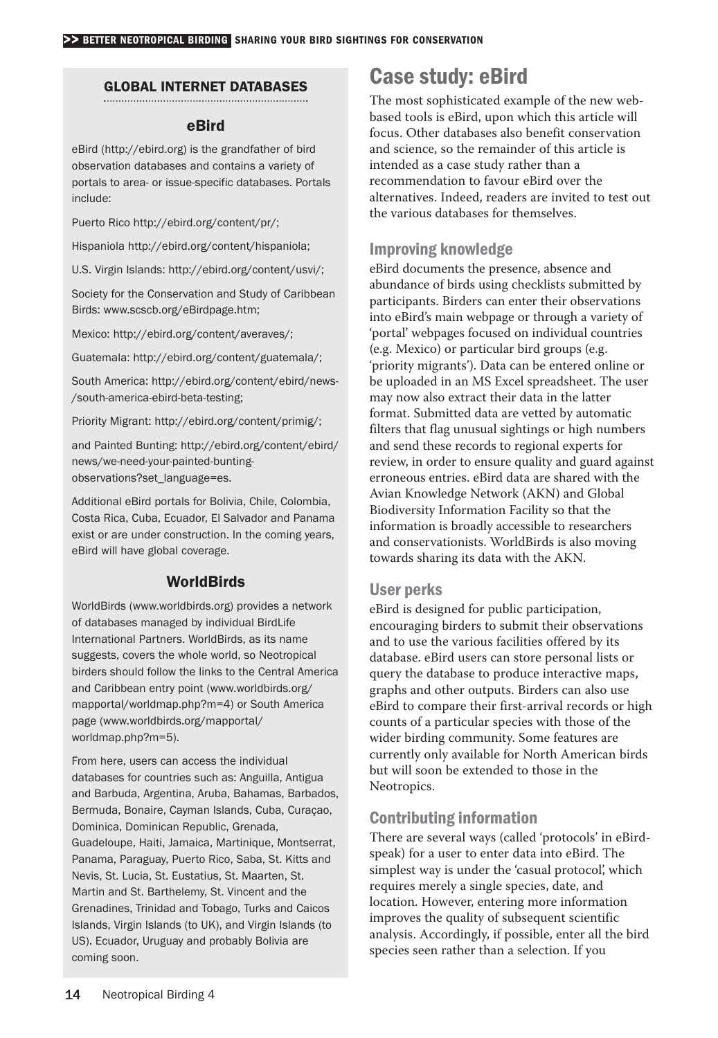## GLOBAL INTERNET DATABASES

### eBird

eBird (http://ebird.org) is the grandfather of bird observation databases and contains a variety of portals to area- or issue-specific databases. Portals include:

Puerto Rico http://ebird.org/content/pr/;

Hispaniola http://ebird.org/content/hispaniola;

U.S. Virgin Islands: http://ebird.org/content/usvi/;

Society for the Conservation and Study of Caribbean Birds: www.scscb.org/eBirdpage.htm;

Mexico: http://ebird.org/content/averaves/;

Guatemala: http://ebird.org/content/guatemala/;

South America: http://ebird.org/content/ebird/news-/south-america-ebird-beta-testing;

Priority Migrant: http://ebird.org/content/primig/;

and Painted Bunting: http://ebird.org/content/ebird/news/we-need-your-painted-bunting-observations?set_language=es.

Additional eBird portals for Bolivia, Chile, Colombia, Costa Rica, Cuba, Ecuador, El Salvador and Panama exist or are under construction. In the coming years, eBird will have global coverage.

### WorldBirds

WorldBirds (www.worldbirds.org) provides a network of databases managed by individual BirdLife International Partners. WorldBirds, as its name suggests, covers the whole world, so Neotropical birders should follow the links to the Central America and Caribbean entry point (www.worldbirds.org/mapportal/worldmap.php?m=4) or South America page (www.worldbirds.org/mapportal/worldmap.php?m=5).

From here, users can access the individual databases for countries such as: Anguilla, Antigua and Barbuda, Argentina, Aruba, Bahamas, Barbados, Bermuda, Bonaire, Cayman Islands, Cuba, Curaçao, Dominica, Dominican Republic, Grenada, Guadeloupe, Haiti, Jamaica, Martinique, Montserrat, Panama, Paraguay, Puerto Rico, Saba, St. Kitts and Nevis, St. Lucia, St. Eustatius, St. Maarten, St. Martin and St. Barthelemy, St. Vincent and the Grenadines, Trinidad and Tobago, Turks and Caicos Islands, Virgin Islands (to UK), and Virgin Islands (to US). Ecuador, Uruguay and probably Bolivia are coming soon.

# Case study: eBird

The most sophisticated example of the new web-based tools is eBird, upon which this article will focus. Other databases also benefit conservation and science, so the remainder of this article is intended as a case study rather than a recommendation to favour eBird over the alternatives. Indeed, readers are invited to test out the various databases for themselves.

## Improving knowledge

eBird documents the presence, absence and abundance of birds using checklists submitted by participants. Birders can enter their observations into eBird's main webpage or through a variety of 'portal' webpages focused on individual countries (e.g. Mexico) or particular bird groups (e.g. 'priority migrants'). Data can be entered online or be uploaded in an MS Excel spreadsheet. The user may now also extract their data in the latter format. Submitted data are vetted by automatic filters that flag unusual sightings or high numbers and send these records to regional experts for review, in order to ensure quality and guard against erroneous entries. eBird data are shared with the Avian Knowledge Network (AKN) and Global Biodiversity Information Facility so that the information is broadly accessible to researchers and conservationists. WorldBirds is also moving towards sharing its data with the AKN.

## User perks

eBird is designed for public participation, encouraging birders to submit their observations and to use the various facilities offered by its database. eBird users can store personal lists or query the database to produce interactive maps, graphs and other outputs. Birders can also use eBird to compare their first-arrival records or high counts of a particular species with those of the wider birding community. Some features are currently only available for North American birds but will soon be extended to those in the Neotropics.

## Contributing information

There are several ways (called 'protocols' in eBird-speak) for a user to enter data into eBird. The simplest way is under the 'casual protocol', which requires merely a single species, date, and location. However, entering more information improves the quality of subsequent scientific analysis. Accordingly, if possible, enter all the bird species seen rather than a selection. If you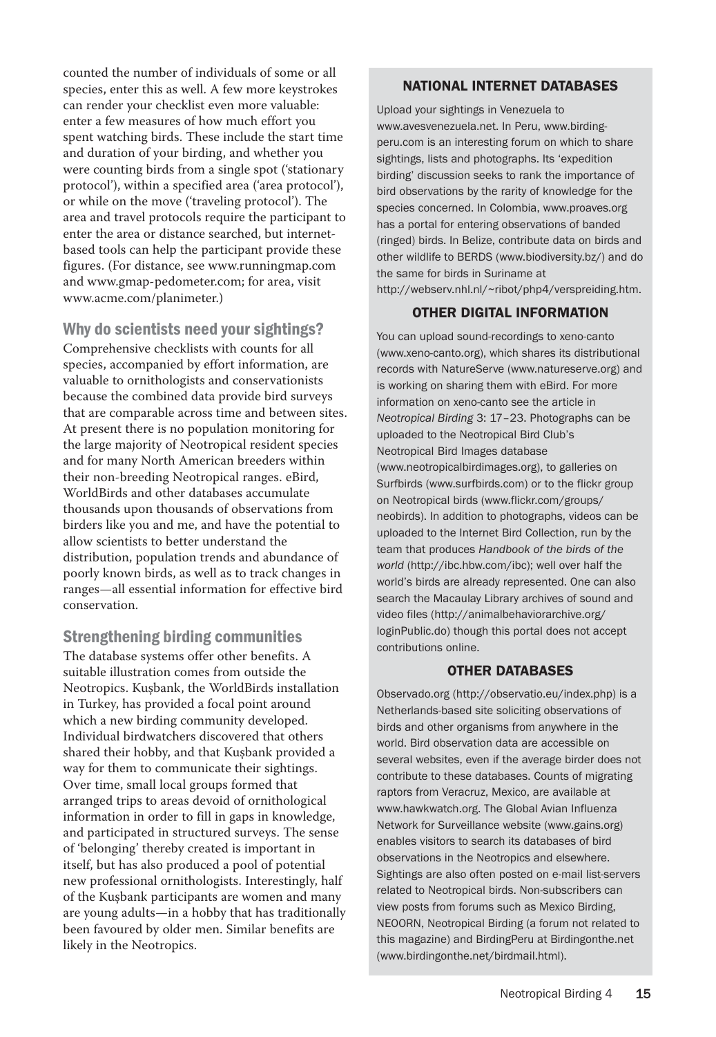counted the number of individuals of some or all species, enter this as well. A few more keystrokes can render your checklist even more valuable: enter a few measures of how much effort you spent watching birds. These include the start time and duration of your birding, and whether you were counting birds from a single spot ('stationary protocol'), within a specified area ('area protocol'), or while on the move ('traveling protocol'). The area and travel protocols require the participant to enter the area or distance searched, but internet-based tools can help the participant provide these figures. (For distance, see www.runningmap.com and www.gmap-pedometer.com; for area, visit www.acme.com/planimeter.)

## Why do scientists need your sightings?

Comprehensive checklists with counts for all species, accompanied by effort information, are valuable to ornithologists and conservationists because the combined data provide bird surveys that are comparable across time and between sites. At present there is no population monitoring for the large majority of Neotropical resident species and for many North American breeders within their non-breeding Neotropical ranges. eBird, WorldBirds and other databases accumulate thousands upon thousands of observations from birders like you and me, and have the potential to allow scientists to better understand the distribution, population trends and abundance of poorly known birds, as well as to track changes in ranges—all essential information for effective bird conservation.

## Strengthening birding communities

The database systems offer other benefits. A suitable illustration comes from outside the Neotropics. Kuşbank, the WorldBirds installation in Turkey, has provided a focal point around which a new birding community developed. Individual birdwatchers discovered that others shared their hobby, and that Kuşbank provided a way for them to communicate their sightings. Over time, small local groups formed that arranged trips to areas devoid of ornithological information in order to fill in gaps in knowledge, and participated in structured surveys. The sense of 'belonging' thereby created is important in itself, but has also produced a pool of potential new professional ornithologists. Interestingly, half of the Kuşbank participants are women and many are young adults—in a hobby that has traditionally been favoured by older men. Similar benefits are likely in the Neotropics.

### NATIONAL INTERNET DATABASES

Upload your sightings in Venezuela to www.avesvenezuela.net. In Peru, www.birding-peru.com is an interesting forum on which to share sightings, lists and photographs. Its 'expedition birding' discussion seeks to rank the importance of bird observations by the rarity of knowledge for the species concerned. In Colombia, www.proaves.org has a portal for entering observations of banded (ringed) birds. In Belize, contribute data on birds and other wildlife to BERDS (www.biodiversity.bz/) and do the same for birds in Suriname at http://webserv.nhl.nl/~ribot/php4/verspreiding.htm.

### OTHER DIGITAL INFORMATION

You can upload sound-recordings to xeno-canto (www.xeno-canto.org), which shares its distributional records with NatureServe (www.natureserve.org) and is working on sharing them with eBird. For more information on xeno-canto see the article in *Neotropical Birding* 3: 17–23. Photographs can be uploaded to the Neotropical Bird Club's Neotropical Bird Images database (www.neotropicalbirdimages.org), to galleries on Surfbirds (www.surfbirds.com) or to the flickr group on Neotropical birds (www.flickr.com/groups/neobirds). In addition to photographs, videos can be uploaded to the Internet Bird Collection, run by the team that produces *Handbook of the birds of the world* (http://ibc.hbw.com/ibc); well over half the world's birds are already represented. One can also search the Macaulay Library archives of sound and video files (http://animalbehaviorarchive.org/loginPublic.do) though this portal does not accept contributions online.

### OTHER DATABASES

Observado.org (http://observatio.eu/index.php) is a Netherlands-based site soliciting observations of birds and other organisms from anywhere in the world. Bird observation data are accessible on several websites, even if the average birder does not contribute to these databases. Counts of migrating raptors from Veracruz, Mexico, are available at www.hawkwatch.org. The Global Avian Influenza Network for Surveillance website (www.gains.org) enables visitors to search its databases of bird observations in the Neotropics and elsewhere. Sightings are also often posted on e-mail list-servers related to Neotropical birds. Non-subscribers can view posts from forums such as Mexico Birding, NEOORN, Neotropical Birding (a forum not related to this magazine) and BirdingPeru at Birdingonthe.net (www.birdingonthe.net/birdmail.html).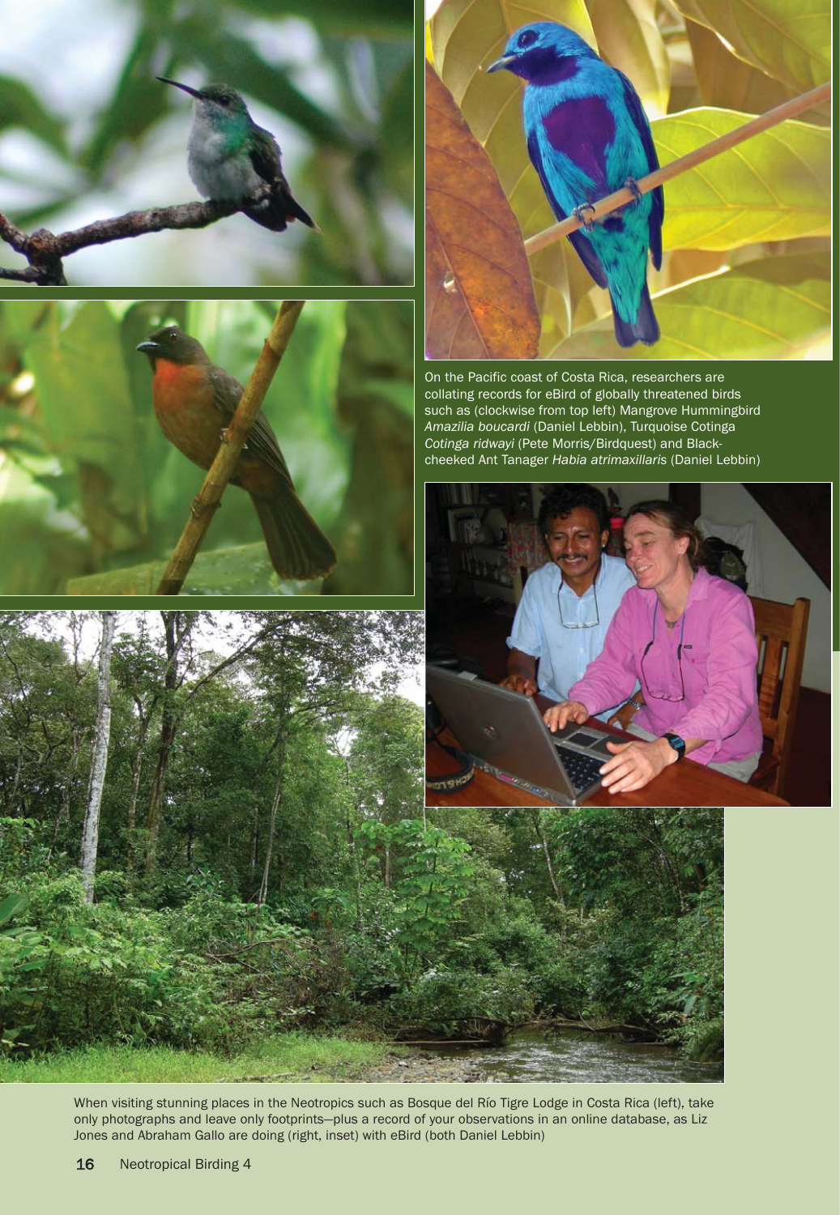On the Pacific coast of Costa Rica, researchers are collating records for eBird of globally threatened birds such as (clockwise from top left) Mangrove Hummingbird *Amazilia boucardi* (Daniel Lebbin), Turquoise Cotinga *Cotinga ridwayi* (Pete Morris/Birdquest) and Black-cheeked Ant Tanager *Habia atrimaxillaris* (Daniel Lebbin)

When visiting stunning places in the Neotropics such as Bosque del Río Tigre Lodge in Costa Rica (left), take only photographs and leave only footprints—plus a record of your observations in an online database, as Liz Jones and Abraham Gallo are doing (right, inset) with eBird (both Daniel Lebbin)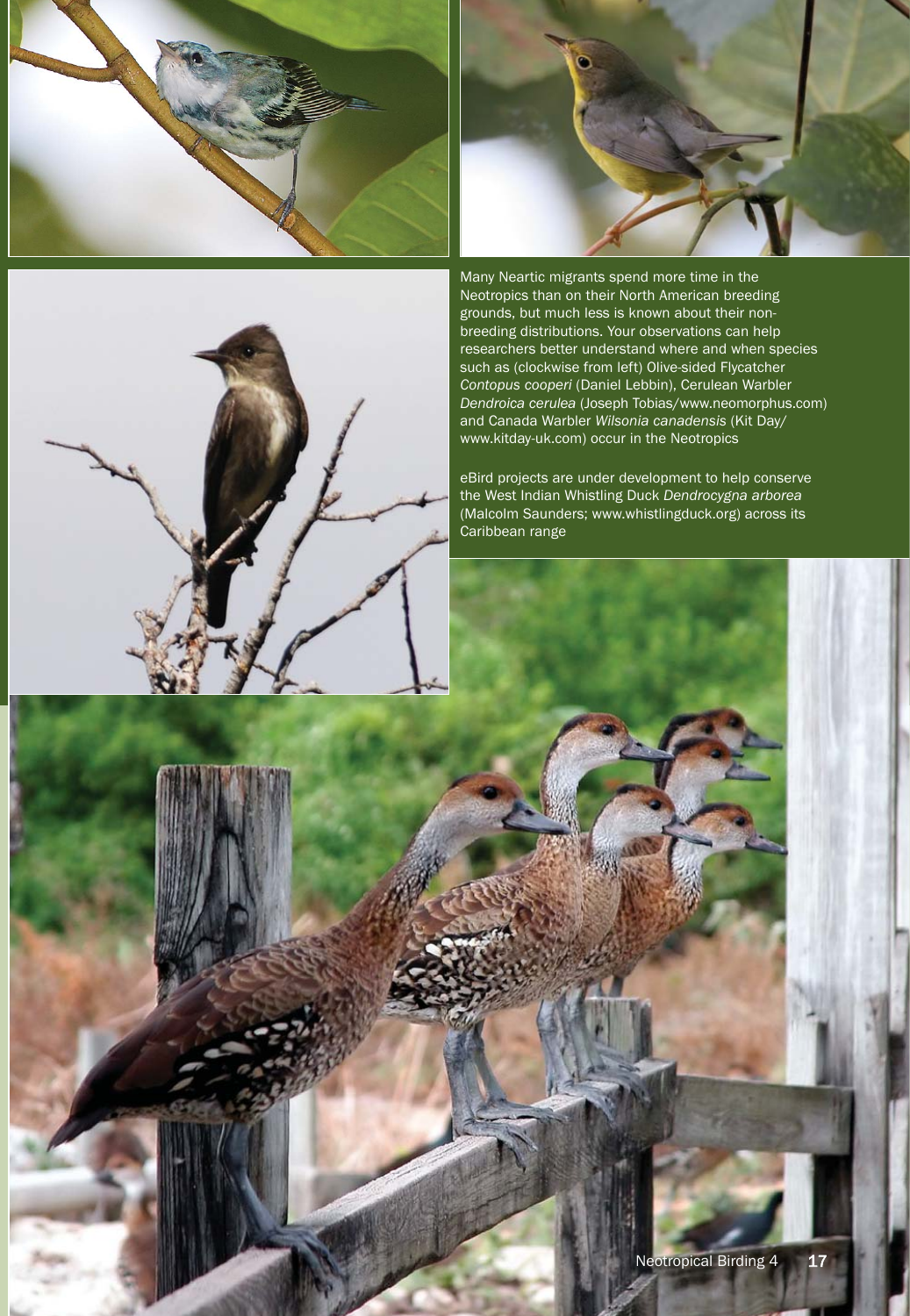Many Neartic migrants spend more time in the Neotropics than on their North American breeding grounds, but much less is known about their non-breeding distributions. Your observations can help researchers better understand where and when species such as (clockwise from left) Olive-sided Flycatcher *Contopus cooperi* (Daniel Lebbin), Cerulean Warbler *Dendroica cerulea* (Joseph Tobias/www.neomorphus.com) and Canada Warbler *Wilsonia canadensis* (Kit Day/www.kitday-uk.com) occur in the Neotropics

eBird projects are under development to help conserve the West Indian Whistling Duck *Dendrocygna arborea* (Malcolm Saunders; www.whistlingduck.org) across its Caribbean range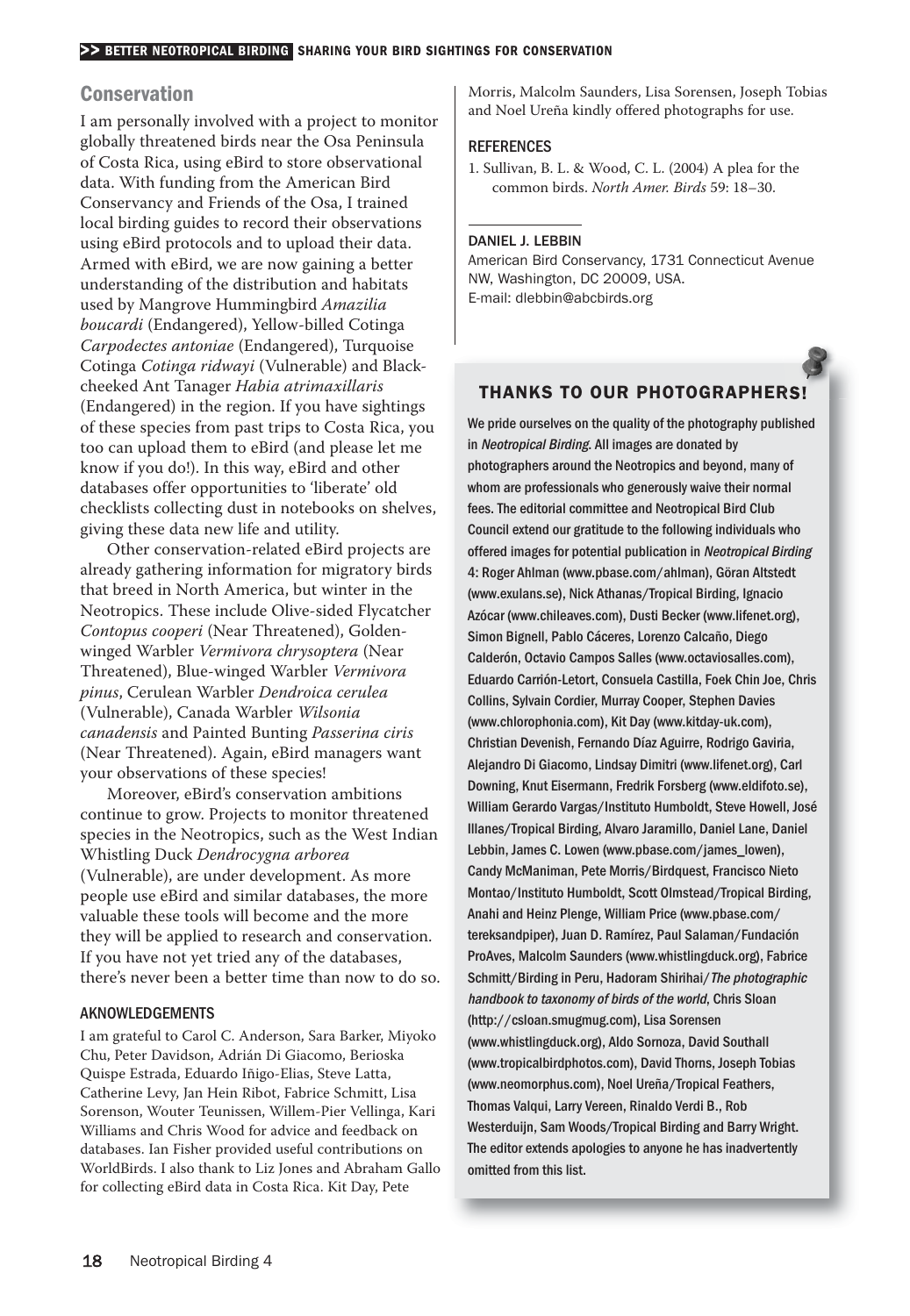## Conservation

I am personally involved with a project to monitor globally threatened birds near the Osa Peninsula of Costa Rica, using eBird to store observational data. With funding from the American Bird Conservancy and Friends of the Osa, I trained local birding guides to record their observations using eBird protocols and to upload their data. Armed with eBird, we are now gaining a better understanding of the distribution and habitats used by Mangrove Hummingbird *Amazilia boucardi* (Endangered), Yellow-billed Cotinga *Carpodectes antoniae* (Endangered), Turquoise Cotinga *Cotinga ridwayi* (Vulnerable) and Black-cheeked Ant Tanager *Habia atrimaxillaris* (Endangered) in the region. If you have sightings of these species from past trips to Costa Rica, you too can upload them to eBird (and please let me know if you do!). In this way, eBird and other databases offer opportunities to 'liberate' old checklists collecting dust in notebooks on shelves, giving these data new life and utility.

Other conservation-related eBird projects are already gathering information for migratory birds that breed in North America, but winter in the Neotropics. These include Olive-sided Flycatcher *Contopus cooperi* (Near Threatened), Golden-winged Warbler *Vermivora chrysoptera* (Near Threatened), Blue-winged Warbler *Vermivora pinus*, Cerulean Warbler *Dendroica cerulea* (Vulnerable), Canada Warbler *Wilsonia canadensis* and Painted Bunting *Passerina ciris* (Near Threatened). Again, eBird managers want your observations of these species!

Moreover, eBird's conservation ambitions continue to grow. Projects to monitor threatened species in the Neotropics, such as the West Indian Whistling Duck *Dendrocygna arborea* (Vulnerable), are under development. As more people use eBird and similar databases, the more valuable these tools will become and the more they will be applied to research and conservation. If you have not yet tried any of the databases, there's never been a better time than now to do so.

### AKNOWLEDGEMENTS

I am grateful to Carol C. Anderson, Sara Barker, Miyoko Chu, Peter Davidson, Adrián Di Giacomo, Berioska Quispe Estrada, Eduardo Iñigo-Elias, Steve Latta, Catherine Levy, Jan Hein Ribot, Fabrice Schmitt, Lisa Sorenson, Wouter Teunissen, Willem-Pier Vellinga, Kari Williams and Chris Wood for advice and feedback on databases. Ian Fisher provided useful contributions on WorldBirds. I also thank to Liz Jones and Abraham Gallo for collecting eBird data in Costa Rica. Kit Day, Pete Morris, Malcolm Saunders, Lisa Sorensen, Joseph Tobias and Noel Ureña kindly offered photographs for use.

### REFERENCES

1. Sullivan, B. L. & Wood, C. L. (2004) A plea for the common birds. *North Amer. Birds* 59: 18–30.

**DANIEL J. LEBBIN**

American Bird Conservancy, 1731 Connecticut Avenue NW, Washington, DC 20009, USA.
E-mail: dlebbin@abcbirds.org

### THANKS TO OUR PHOTOGRAPHERS!

We pride ourselves on the quality of the photography published in *Neotropical Birding*. All images are donated by photographers around the Neotropics and beyond, many of whom are professionals who generously waive their normal fees. The editorial committee and Neotropical Bird Club Council extend our gratitude to the following individuals who offered images for potential publication in *Neotropical Birding* 4: Roger Ahlman (www.pbase.com/ahlman), Göran Altstedt (www.exulans.se), Nick Athanas/Tropical Birding, Ignacio Azócar (www.chileaves.com), Dusti Becker (www.lifenet.org), Simon Bignell, Pablo Cáceres, Lorenzo Calcaño, Diego Calderón, Octavio Campos Salles (www.octaviosalles.com), Eduardo Carrión-Letort, Consuela Castilla, Foek Chin Joe, Chris Collins, Sylvain Cordier, Murray Cooper, Stephen Davies (www.chlorophonia.com), Kit Day (www.kitday-uk.com), Christian Devenish, Fernando Díaz Aguirre, Rodrigo Gaviria, Alejandro Di Giacomo, Lindsay Dimitri (www.lifenet.org), Carl Downing, Knut Eisermann, Fredrik Forsberg (www.eldifoto.se), William Gerardo Vargas/Instituto Humboldt, Steve Howell, José Illanes/Tropical Birding, Alvaro Jaramillo, Daniel Lane, Daniel Lebbin, James C. Lowen (www.pbase.com/james_lowen), Candy McManiman, Pete Morris/Birdquest, Francisco Nieto Montao/Instituto Humboldt, Scott Olmstead/Tropical Birding, Anahi and Heinz Plenge, William Price (www.pbase.com/tereksandpiper), Juan D. Ramírez, Paul Salaman/Fundación ProAves, Malcolm Saunders (www.whistlingduck.org), Fabrice Schmitt/Birding in Peru, Hadoram Shirihai/*The photographic handbook to taxonomy of birds of the world*, Chris Sloan (http://csloan.smugmug.com), Lisa Sorensen (www.whistlingduck.org), Aldo Sornoza, David Southall (www.tropicalbirdphotos.com), David Thorns, Joseph Tobias (www.neomorphus.com), Noel Ureña/Tropical Feathers, Thomas Valqui, Larry Vereen, Rinaldo Verdi B., Rob Westerduijn, Sam Woods/Tropical Birding and Barry Wright. The editor extends apologies to anyone he has inadvertently omitted from this list.